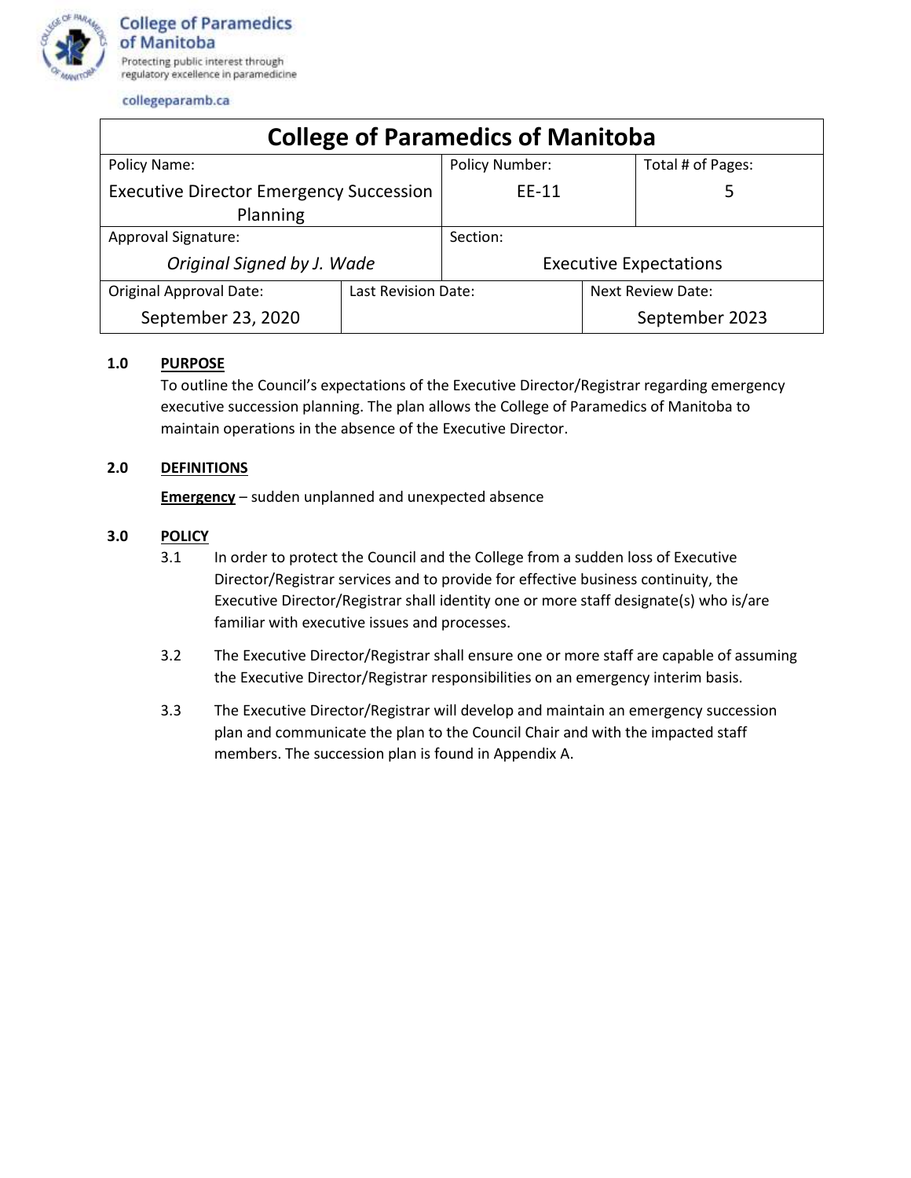**College of Paramedics of Manitoba**
Protecting public interest through regulatory excellence in paramedicine

collegeparamb.ca

| College of Paramedics of Manitoba | | | |
|---|---|---|---|
| Policy Name: Executive Director Emergency Succession Planning | | Policy Number: EE-11 | Total # of Pages: 5 |
| Approval Signature: *Original Signed by J. Wade* | | Section: Executive Expectations | |
| Original Approval Date: September 23, 2020 | Last Revision Date: | | Next Review Date: September 2023 |

## 1.0 PURPOSE

To outline the Council's expectations of the Executive Director/Registrar regarding emergency executive succession planning. The plan allows the College of Paramedics of Manitoba to maintain operations in the absence of the Executive Director.

## 2.0 DEFINITIONS

**Emergency** – sudden unplanned and unexpected absence

## 3.0 POLICY

3.1 In order to protect the Council and the College from a sudden loss of Executive Director/Registrar services and to provide for effective business continuity, the Executive Director/Registrar shall identity one or more staff designate(s) who is/are familiar with executive issues and processes.

3.2 The Executive Director/Registrar shall ensure one or more staff are capable of assuming the Executive Director/Registrar responsibilities on an emergency interim basis.

3.3 The Executive Director/Registrar will develop and maintain an emergency succession plan and communicate the plan to the Council Chair and with the impacted staff members. The succession plan is found in Appendix A.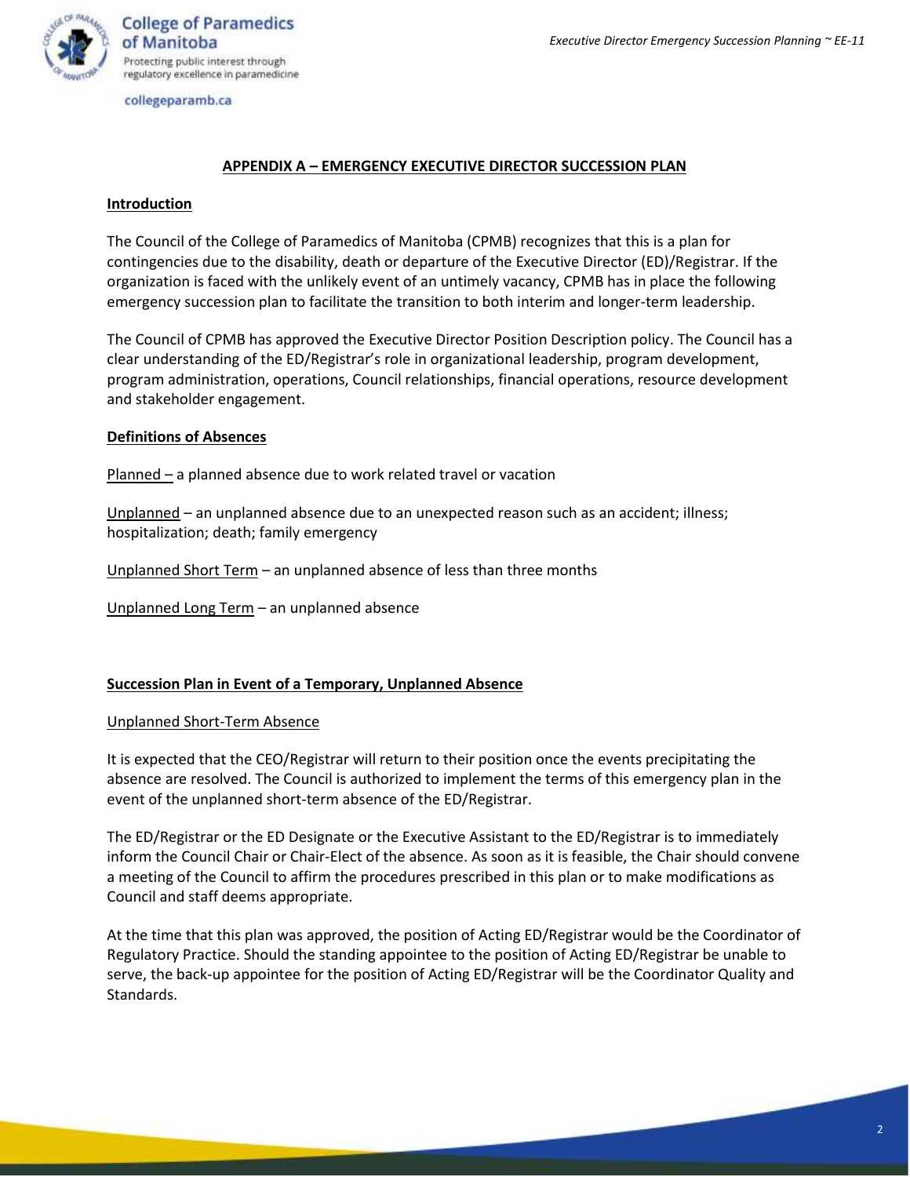## APPENDIX A – EMERGENCY EXECUTIVE DIRECTOR SUCCESSION PLAN

### Introduction

The Council of the College of Paramedics of Manitoba (CPMB) recognizes that this is a plan for contingencies due to the disability, death or departure of the Executive Director (ED)/Registrar. If the organization is faced with the unlikely event of an untimely vacancy, CPMB has in place the following emergency succession plan to facilitate the transition to both interim and longer-term leadership.

The Council of CPMB has approved the Executive Director Position Description policy. The Council has a clear understanding of the ED/Registrar's role in organizational leadership, program development, program administration, operations, Council relationships, financial operations, resource development and stakeholder engagement.

### Definitions of Absences

Planned – a planned absence due to work related travel or vacation

Unplanned – an unplanned absence due to an unexpected reason such as an accident; illness; hospitalization; death; family emergency

Unplanned Short Term – an unplanned absence of less than three months

Unplanned Long Term – an unplanned absence

### Succession Plan in Event of a Temporary, Unplanned Absence

#### Unplanned Short-Term Absence

It is expected that the CEO/Registrar will return to their position once the events precipitating the absence are resolved. The Council is authorized to implement the terms of this emergency plan in the event of the unplanned short-term absence of the ED/Registrar.

The ED/Registrar or the ED Designate or the Executive Assistant to the ED/Registrar is to immediately inform the Council Chair or Chair-Elect of the absence. As soon as it is feasible, the Chair should convene a meeting of the Council to affirm the procedures prescribed in this plan or to make modifications as Council and staff deems appropriate.

At the time that this plan was approved, the position of Acting ED/Registrar would be the Coordinator of Regulatory Practice. Should the standing appointee to the position of Acting ED/Registrar be unable to serve, the back-up appointee for the position of Acting ED/Registrar will be the Coordinator Quality and Standards.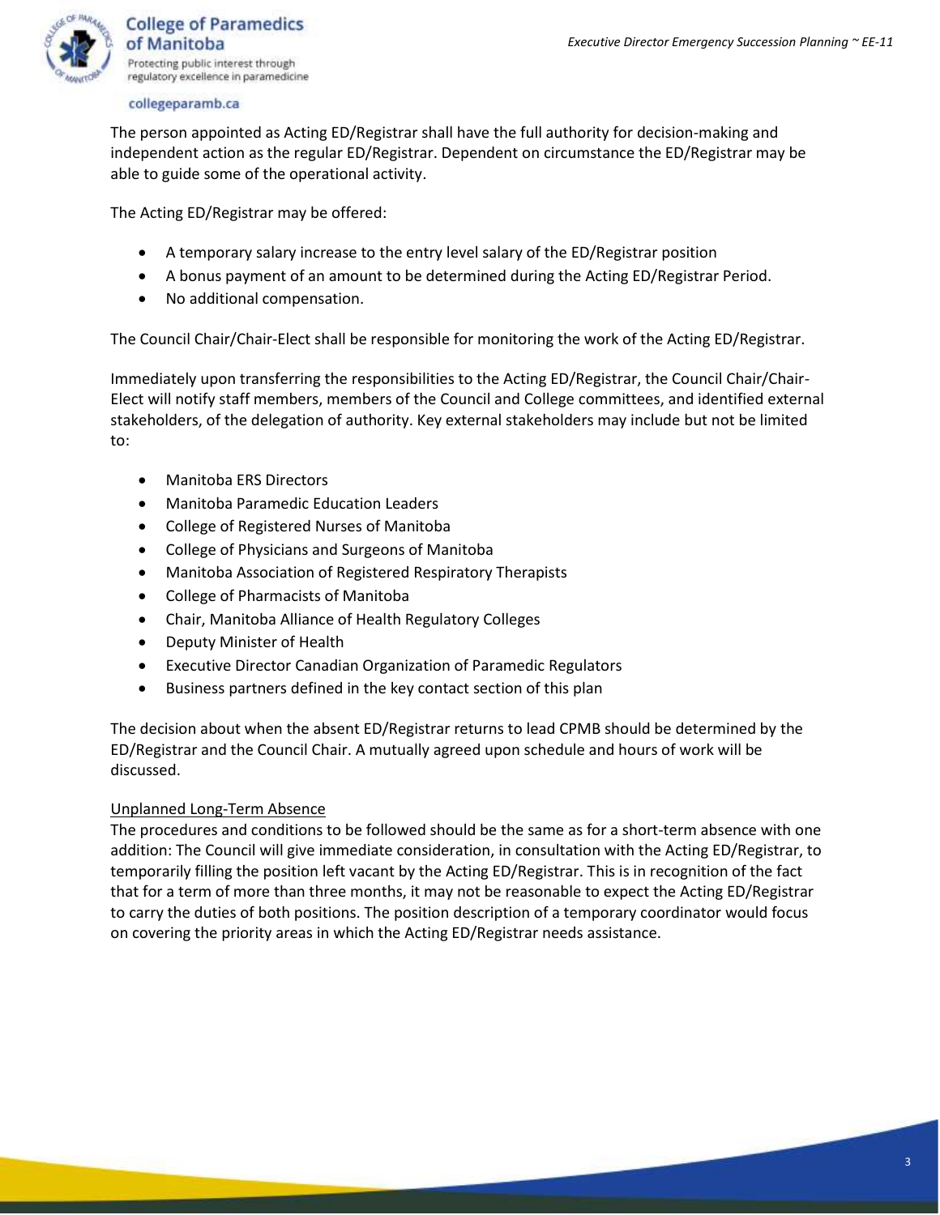The person appointed as Acting ED/Registrar shall have the full authority for decision-making and independent action as the regular ED/Registrar. Dependent on circumstance the ED/Registrar may be able to guide some of the operational activity.

The Acting ED/Registrar may be offered:

- A temporary salary increase to the entry level salary of the ED/Registrar position
- A bonus payment of an amount to be determined during the Acting ED/Registrar Period.
- No additional compensation.

The Council Chair/Chair-Elect shall be responsible for monitoring the work of the Acting ED/Registrar.

Immediately upon transferring the responsibilities to the Acting ED/Registrar, the Council Chair/Chair-Elect will notify staff members, members of the Council and College committees, and identified external stakeholders, of the delegation of authority. Key external stakeholders may include but not be limited to:

- Manitoba ERS Directors
- Manitoba Paramedic Education Leaders
- College of Registered Nurses of Manitoba
- College of Physicians and Surgeons of Manitoba
- Manitoba Association of Registered Respiratory Therapists
- College of Pharmacists of Manitoba
- Chair, Manitoba Alliance of Health Regulatory Colleges
- Deputy Minister of Health
- Executive Director Canadian Organization of Paramedic Regulators
- Business partners defined in the key contact section of this plan

The decision about when the absent ED/Registrar returns to lead CPMB should be determined by the ED/Registrar and the Council Chair. A mutually agreed upon schedule and hours of work will be discussed.

Unplanned Long-Term Absence

The procedures and conditions to be followed should be the same as for a short-term absence with one addition: The Council will give immediate consideration, in consultation with the Acting ED/Registrar, to temporarily filling the position left vacant by the Acting ED/Registrar. This is in recognition of the fact that for a term of more than three months, it may not be reasonable to expect the Acting ED/Registrar to carry the duties of both positions. The position description of a temporary coordinator would focus on covering the priority areas in which the Acting ED/Registrar needs assistance.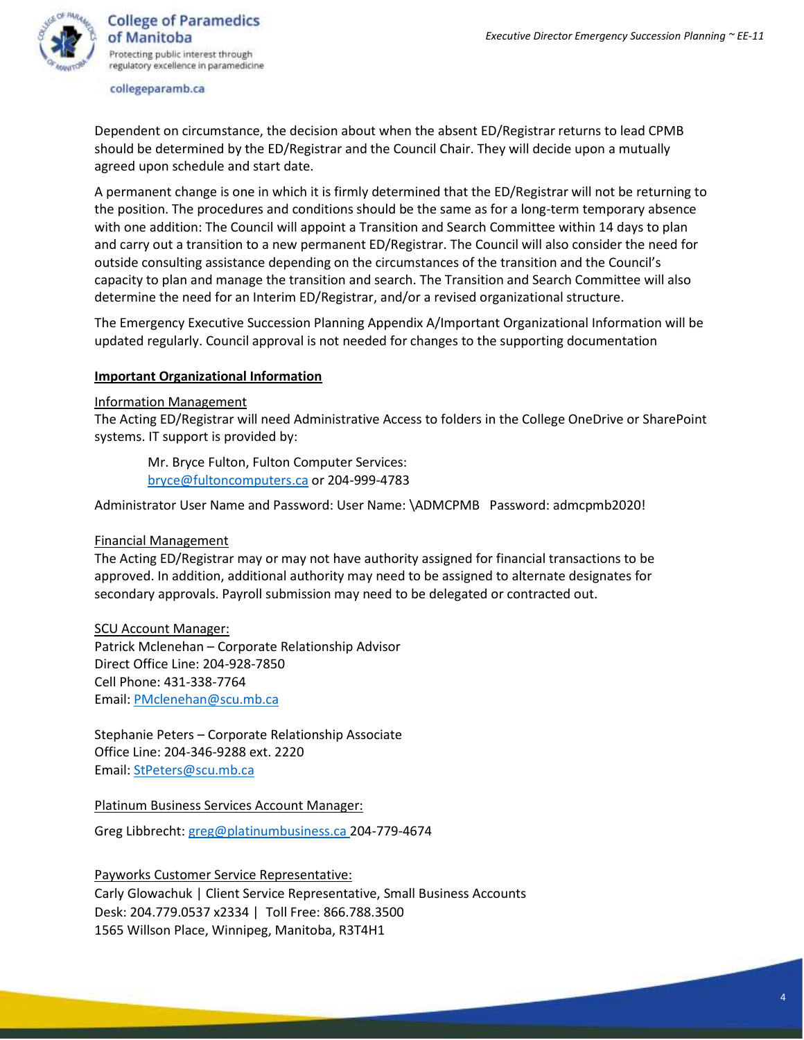Dependent on circumstance, the decision about when the absent ED/Registrar returns to lead CPMB should be determined by the ED/Registrar and the Council Chair. They will decide upon a mutually agreed upon schedule and start date.

A permanent change is one in which it is firmly determined that the ED/Registrar will not be returning to the position. The procedures and conditions should be the same as for a long-term temporary absence with one addition: The Council will appoint a Transition and Search Committee within 14 days to plan and carry out a transition to a new permanent ED/Registrar. The Council will also consider the need for outside consulting assistance depending on the circumstances of the transition and the Council's capacity to plan and manage the transition and search. The Transition and Search Committee will also determine the need for an Interim ED/Registrar, and/or a revised organizational structure.

The Emergency Executive Succession Planning Appendix A/Important Organizational Information will be updated regularly. Council approval is not needed for changes to the supporting documentation

**Important Organizational Information**

Information Management

The Acting ED/Registrar will need Administrative Access to folders in the College OneDrive or SharePoint systems. IT support is provided by:

> Mr. Bryce Fulton, Fulton Computer Services:
> bryce@fultoncomputers.ca or 204-999-4783

Administrator User Name and Password: User Name: \ADMCPMB   Password: admcpmb2020!

Financial Management

The Acting ED/Registrar may or may not have authority assigned for financial transactions to be approved. In addition, additional authority may need to be assigned to alternate designates for secondary approvals. Payroll submission may need to be delegated or contracted out.

SCU Account Manager:

Patrick Mclenehan – Corporate Relationship Advisor
Direct Office Line: 204-928-7850
Cell Phone: 431-338-7764
Email: PMclenehan@scu.mb.ca

Stephanie Peters – Corporate Relationship Associate
Office Line: 204-346-9288 ext. 2220
Email: StPeters@scu.mb.ca

Platinum Business Services Account Manager:

Greg Libbrecht: greg@platinumbusiness.ca 204-779-4674

Payworks Customer Service Representative:

Carly Glowachuk | Client Service Representative, Small Business Accounts
Desk: 204.779.0537 x2334 |  Toll Free: 866.788.3500
1565 Willson Place, Winnipeg, Manitoba, R3T4H1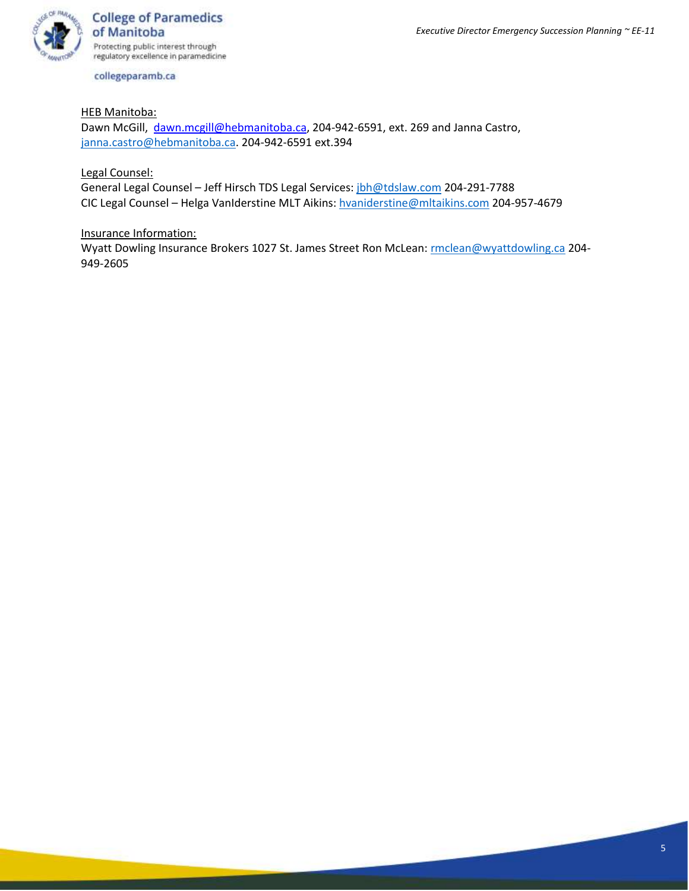HEB Manitoba:
Dawn McGill, dawn.mcgill@hebmanitoba.ca, 204-942-6591, ext. 269 and Janna Castro, janna.castro@hebmanitoba.ca. 204-942-6591 ext.394

Legal Counsel:
General Legal Counsel – Jeff Hirsch TDS Legal Services: jbh@tdslaw.com 204-291-7788
CIC Legal Counsel – Helga VanIderstine MLT Aikins: hvaniderstine@mltaikins.com 204-957-4679

Insurance Information:
Wyatt Dowling Insurance Brokers 1027 St. James Street Ron McLean: rmclean@wyattdowling.ca 204-949-2605